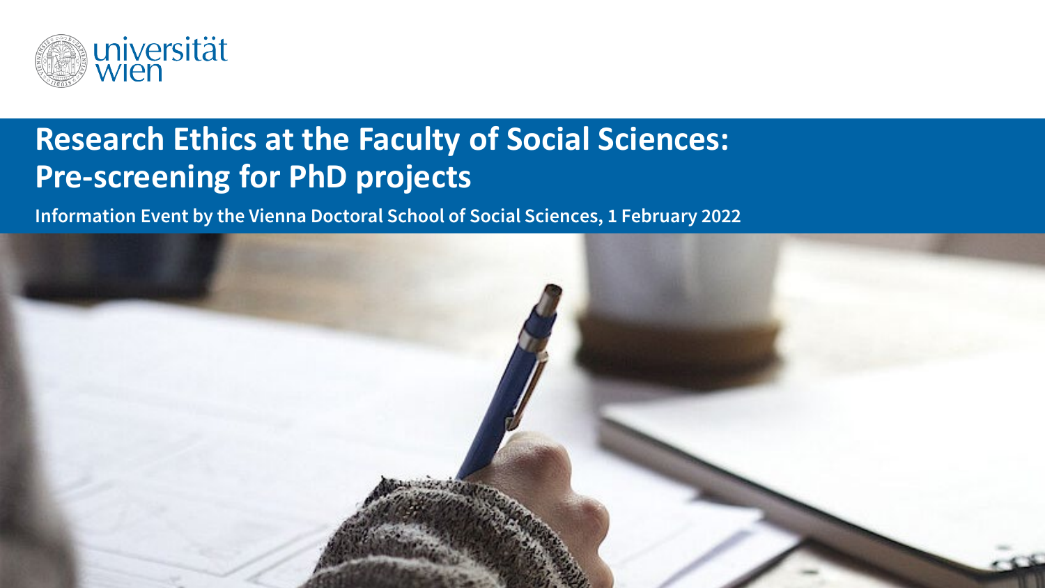# Research Ethics at the Faculty of Social Sciences: Pre-screening for PhD projects

**Information Event by the Vienna Doctoral School of Social Sciences, 1 February 2022**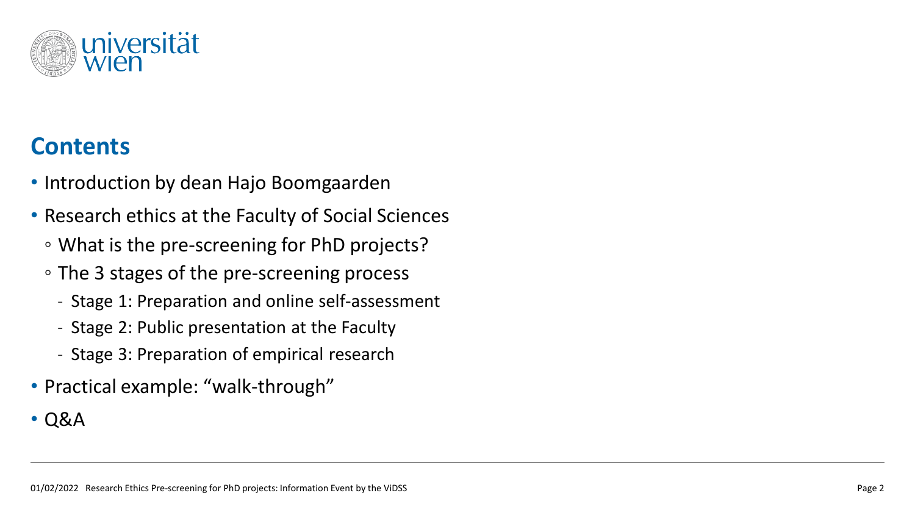## Contents

- Introduction by dean Hajo Boomgaarden
- Research ethics at the Faculty of Social Sciences
  - What is the pre-screening for PhD projects?
  - The 3 stages of the pre-screening process
    - Stage 1: Preparation and online self-assessment
    - Stage 2: Public presentation at the Faculty
    - Stage 3: Preparation of empirical research
- Practical example: "walk-through"
- Q&A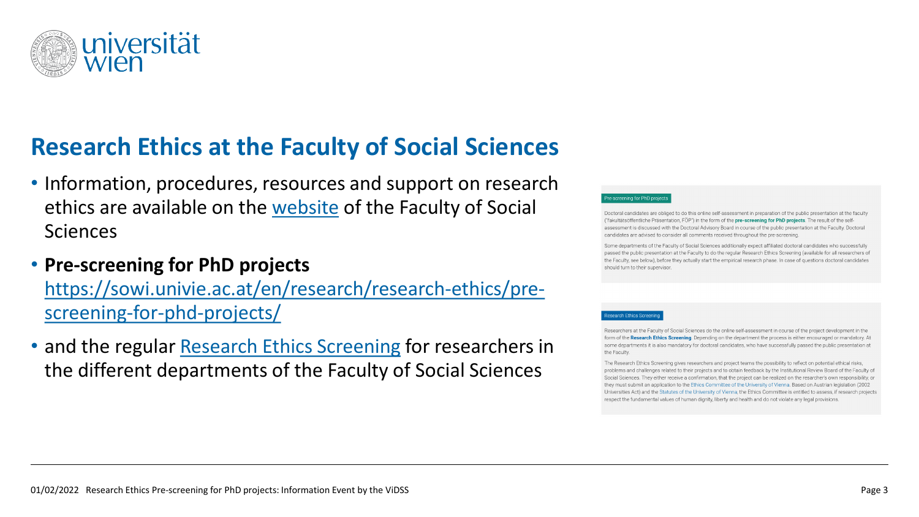# Research Ethics at the Faculty of Social Sciences

- Information, procedures, resources and support on research ethics are available on the website of the Faculty of Social Sciences
- **Pre-screening for PhD projects** https://sowi.univie.ac.at/en/research/research-ethics/pre-screening-for-phd-projects/
- and the regular Research Ethics Screening for researchers in the different departments of the Faculty of Social Sciences

Pre-screening for PhD projects

Doctoral candidates are obliged to do this online self-assessment in preparation of the public presentation at the faculty ("fakultätsöffentliche Präsentation, FÖP") in the form of the **pre-screening for PhD projects**. The result of the self-assessment is discussed with the Doctoral Advisory Board in course of the public presentation at the Faculty. Doctoral candidates are advised to consider all comments received throughout the pre-screening.

Some departments of the Faculty of Social Sciences additionally expect affiliated doctoral candidates who successfully passed the public presentation at the Faculty to do the regular Research Ethics Screening (available for all researchers of the Faculty, see below), before they actually start the empirical research phase. In case of questions doctoral candidates should turn to their supervisor.

Research Ethics Screening

Researchers at the Faculty of Social Sciences do the online self-assessment in course of the project development in the form of the **Research Ethics Screening**. Depending on the department the process is either encouraged or mandatory. At some departments it is also mandatory for doctoral candidates, who have successfully passed the public presentation at the Faculty.

The Research Ethics Screening gives researchers and project teams the possibility to reflect on potential ethical risks, problems and challenges related to their projects and to obtain feedback by the Institutional Review Board of the Faculty of Social Sciences. They either receive a confirmation, that the project can be realized on the researcher's own responsibility, or they must submit an application to the Ethics Committee of the University of Vienna. Based on Austrian legislation (2002 Universities Act) and the Statutes of the University of Vienna, the Ethics Committee is entitled to assess, if research projects respect the fundamental values of human dignity, liberty and health and do not violate any legal provisions.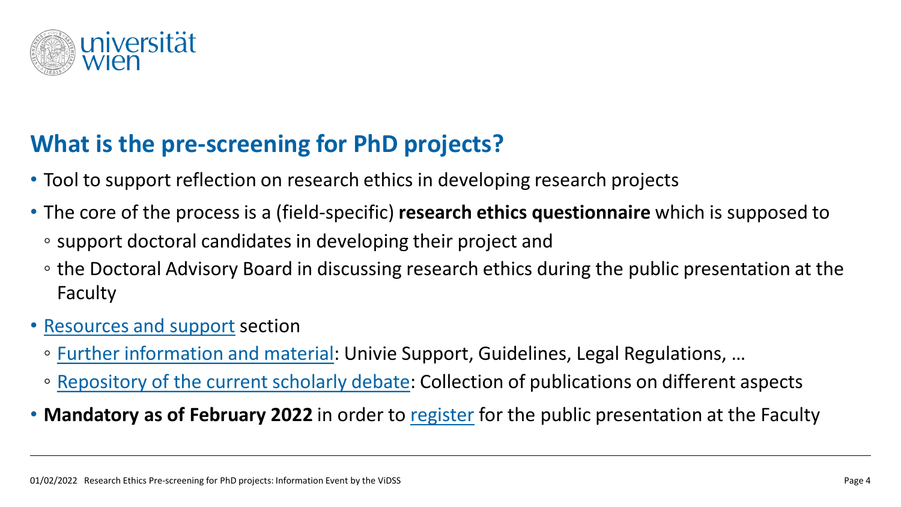## What is the pre-screening for PhD projects?

- Tool to support reflection on research ethics in developing research projects
- The core of the process is a (field-specific) **research ethics questionnaire** which is supposed to
  - support doctoral candidates in developing their project and
  - the Doctoral Advisory Board in discussing research ethics during the public presentation at the Faculty
- Resources and support section
  - Further information and material: Univie Support, Guidelines, Legal Regulations, …
  - Repository of the current scholarly debate: Collection of publications on different aspects
- **Mandatory as of February 2022** in order to register for the public presentation at the Faculty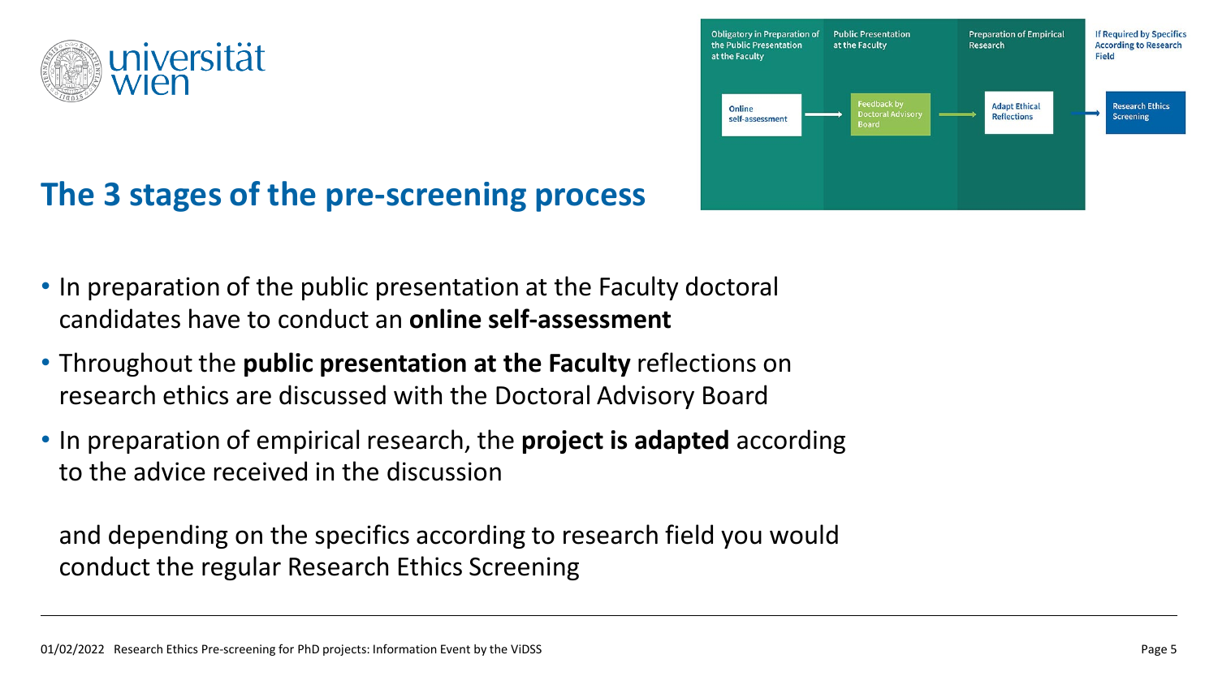## The 3 stages of the pre-screening process

| Obligatory in Preparation of the Public Presentation at the Faculty | Public Presentation at the Faculty | Preparation of Empirical Research | If Required by Specifics According to Research Field |
|---|---|---|---|
| Online self-assessment → | Feedback by Doctoral Advisory Board → | Adapt Ethical Reflections → | Research Ethics Screening |

- In preparation of the public presentation at the Faculty doctoral candidates have to conduct an **online self-assessment**
- Throughout the **public presentation at the Faculty** reflections on research ethics are discussed with the Doctoral Advisory Board
- In preparation of empirical research, the **project is adapted** according to the advice received in the discussion

  and depending on the specifics according to research field you would conduct the regular Research Ethics Screening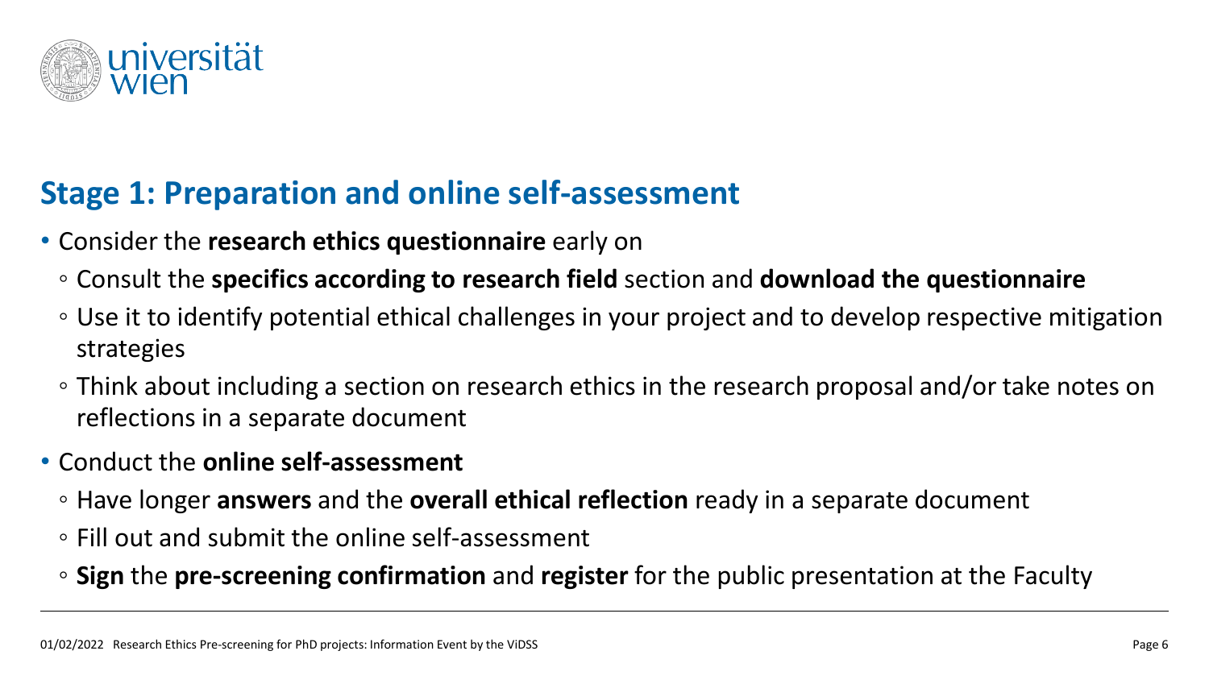## Stage 1: Preparation and online self-assessment

- Consider the **research ethics questionnaire** early on
  - Consult the **specifics according to research field** section and **download the questionnaire**
  - Use it to identify potential ethical challenges in your project and to develop respective mitigation strategies
  - Think about including a section on research ethics in the research proposal and/or take notes on reflections in a separate document
- Conduct the **online self-assessment**
  - Have longer **answers** and the **overall ethical reflection** ready in a separate document
  - Fill out and submit the online self-assessment
  - **Sign** the **pre-screening confirmation** and **register** for the public presentation at the Faculty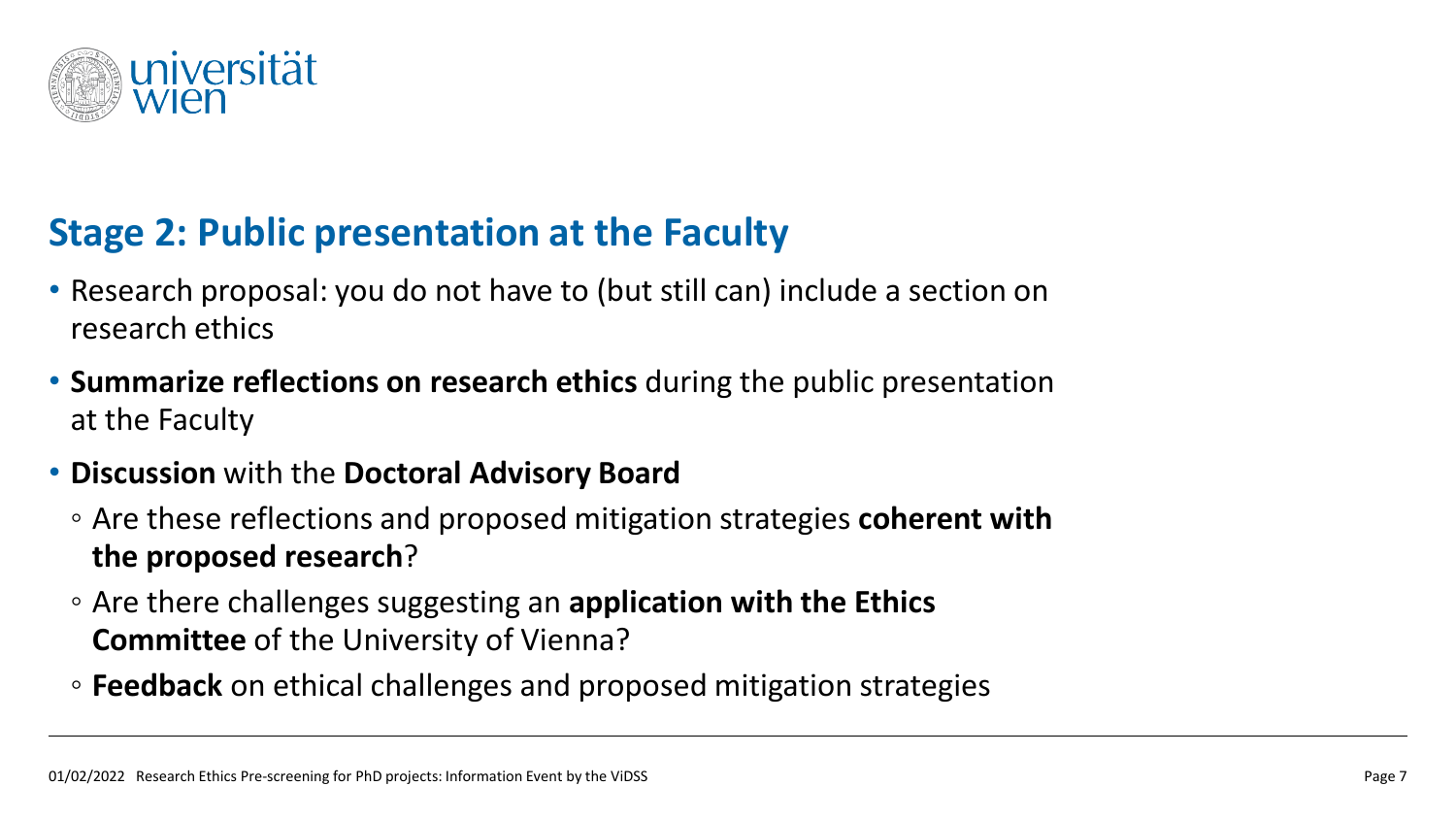## Stage 2: Public presentation at the Faculty

- Research proposal: you do not have to (but still can) include a section on research ethics
- **Summarize reflections on research ethics** during the public presentation at the Faculty
- **Discussion** with the **Doctoral Advisory Board**
  - Are these reflections and proposed mitigation strategies **coherent with the proposed research**?
  - Are there challenges suggesting an **application with the Ethics Committee** of the University of Vienna?
  - **Feedback** on ethical challenges and proposed mitigation strategies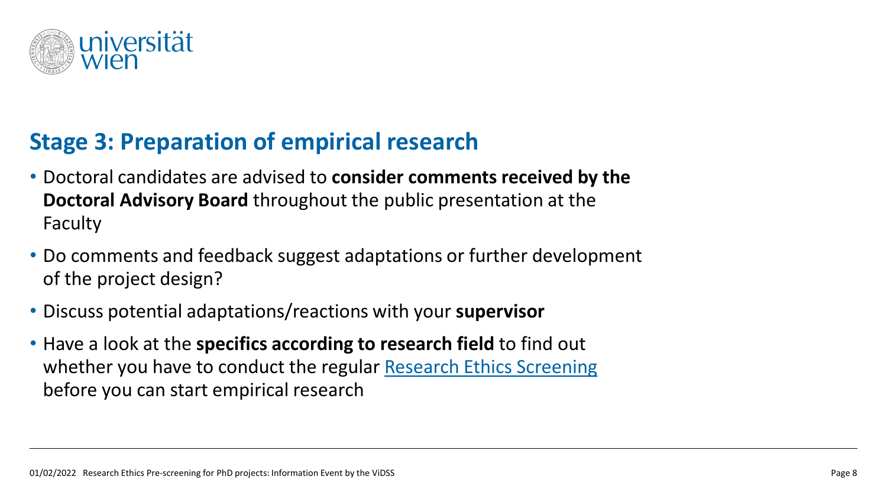## Stage 3: Preparation of empirical research

- Doctoral candidates are advised to **consider comments received by the Doctoral Advisory Board** throughout the public presentation at the Faculty
- Do comments and feedback suggest adaptations or further development of the project design?
- Discuss potential adaptations/reactions with your **supervisor**
- Have a look at the **specifics according to research field** to find out whether you have to conduct the regular Research Ethics Screening before you can start empirical research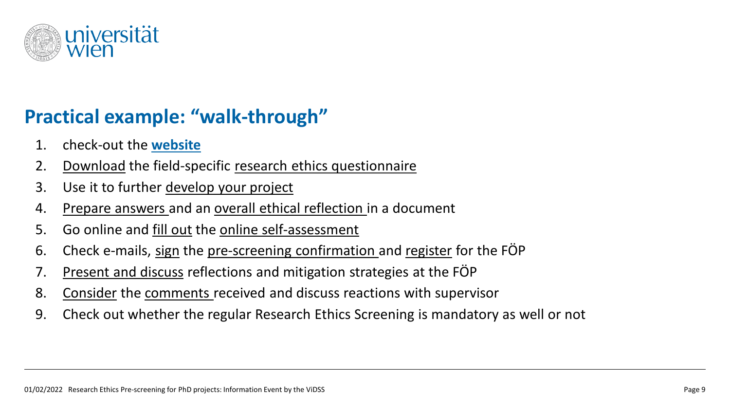## Practical example: "walk-through"

1. check-out the **website**
2. Download the field-specific research ethics questionnaire
3. Use it to further develop your project
4. Prepare answers and an overall ethical reflection in a document
5. Go online and fill out the online self-assessment
6. Check e-mails, sign the pre-screening confirmation and register for the FÖP
7. Present and discuss reflections and mitigation strategies at the FÖP
8. Consider the comments received and discuss reactions with supervisor
9. Check out whether the regular Research Ethics Screening is mandatory as well or not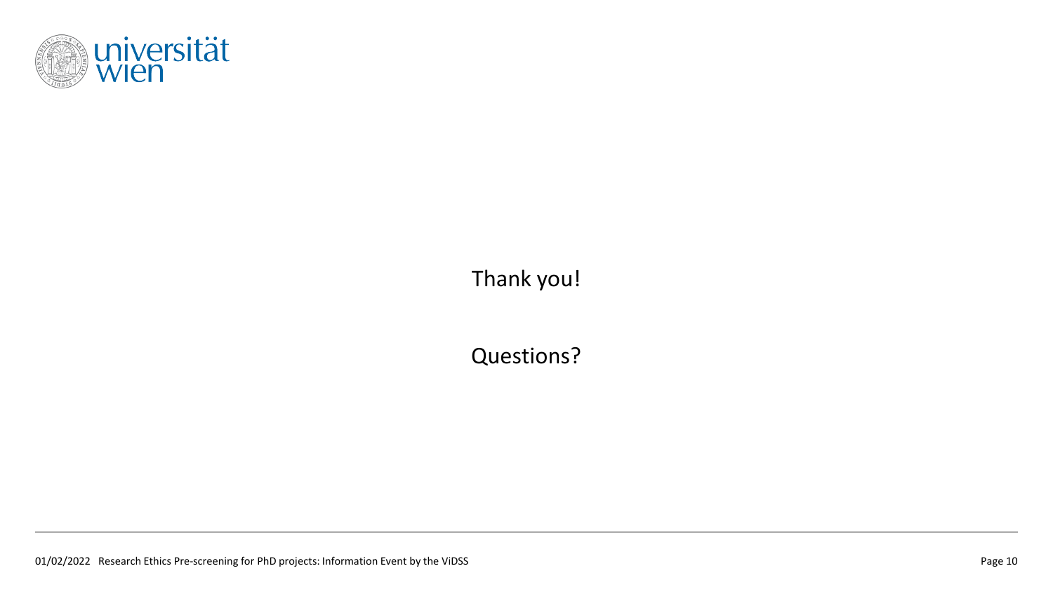Thank you!

Questions?